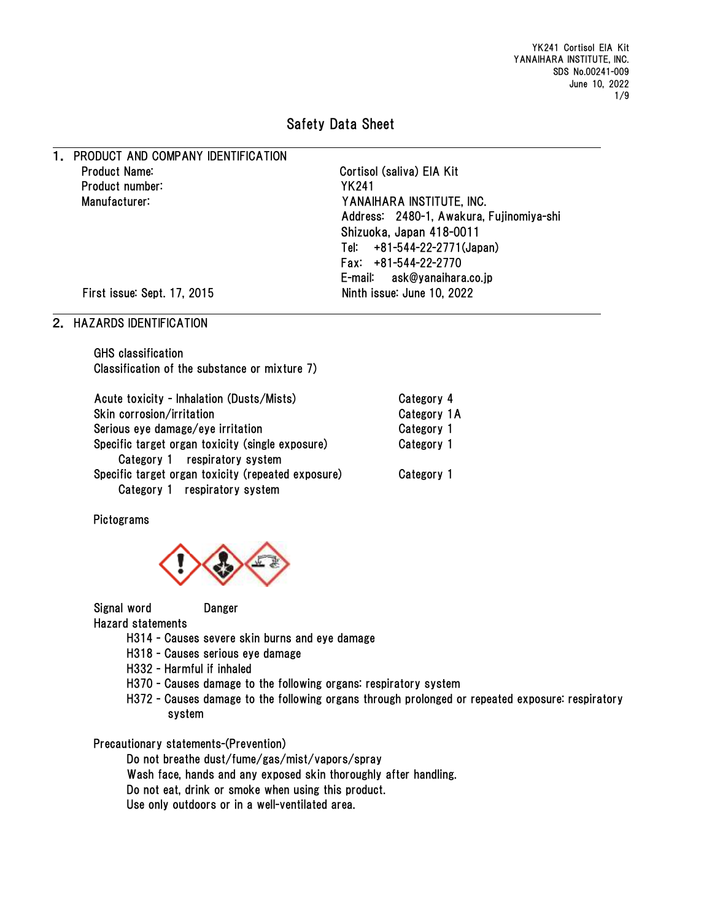# Safety Data Sheet

## 1. PRODUCT AND COMPANY IDENTIFICATION

| | |
|---|---|
| Product Name: | Cortisol (saliva) EIA Kit |
| Product number: | YK241 |
| Manufacturer: | YANAIHARA INSTITUTE, INC.<br>Address: 2480-1, Awakura, Fujinomiya-shi<br>Shizuoka, Japan 418-0011<br>Tel: +81-544-22-2771(Japan)<br>Fax: +81-544-22-2770<br>E-mail: ask@yanaihara.co.jp |
| First issue: Sept. 17, 2015 | Ninth issue: June 10, 2022 |

## 2. HAZARDS IDENTIFICATION

GHS classification

Classification of the substance or mixture 7)

| | |
|---|---|
| Acute toxicity - Inhalation (Dusts/Mists) | Category 4 |
| Skin corrosion/irritation | Category 1A |
| Serious eye damage/eye irritation | Category 1 |
| Specific target organ toxicity (single exposure)<br>Category 1 respiratory system | Category 1 |
| Specific target organ toxicity (repeated exposure)<br>Category 1 respiratory system | Category 1 |

Pictograms

Signal word Danger

Hazard statements

- H314 - Causes severe skin burns and eye damage
- H318 - Causes serious eye damage
- H332 - Harmful if inhaled
- H370 - Causes damage to the following organs: respiratory system
- H372 - Causes damage to the following organs through prolonged or repeated exposure: respiratory system

Precautionary statements-(Prevention)

- Do not breathe dust/fume/gas/mist/vapors/spray
- Wash face, hands and any exposed skin thoroughly after handling.
- Do not eat, drink or smoke when using this product.
- Use only outdoors or in a well-ventilated area.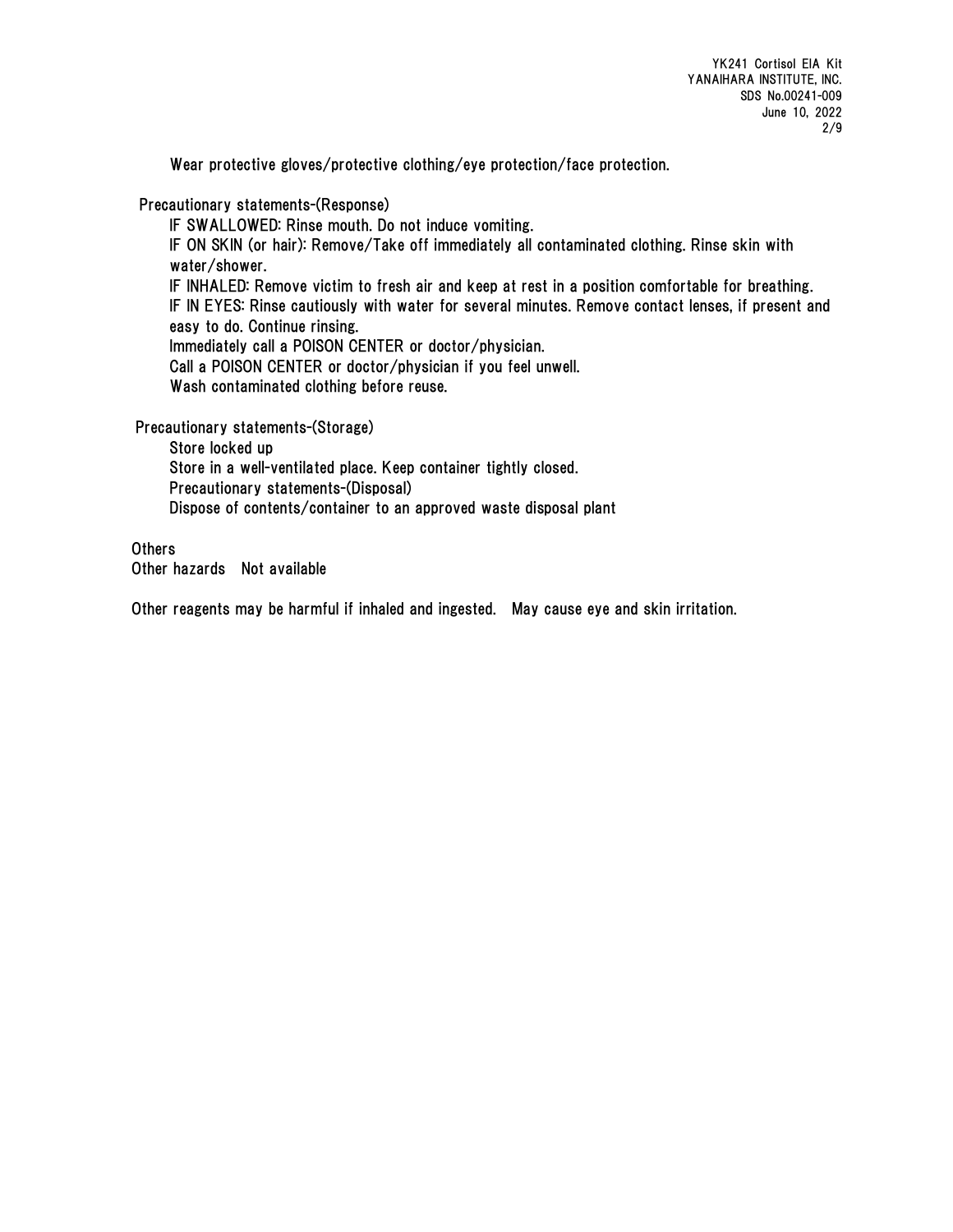Wear protective gloves/protective clothing/eye protection/face protection.

Precautionary statements-(Response)

IF SWALLOWED: Rinse mouth. Do not induce vomiting.
IF ON SKIN (or hair): Remove/Take off immediately all contaminated clothing. Rinse skin with water/shower.
IF INHALED: Remove victim to fresh air and keep at rest in a position comfortable for breathing.
IF IN EYES: Rinse cautiously with water for several minutes. Remove contact lenses, if present and easy to do. Continue rinsing.
Immediately call a POISON CENTER or doctor/physician.
Call a POISON CENTER or doctor/physician if you feel unwell.
Wash contaminated clothing before reuse.

Precautionary statements-(Storage)

Store locked up
Store in a well-ventilated place. Keep container tightly closed.
Precautionary statements-(Disposal)
Dispose of contents/container to an approved waste disposal plant

Others
Other hazards Not available

Other reagents may be harmful if inhaled and ingested. May cause eye and skin irritation.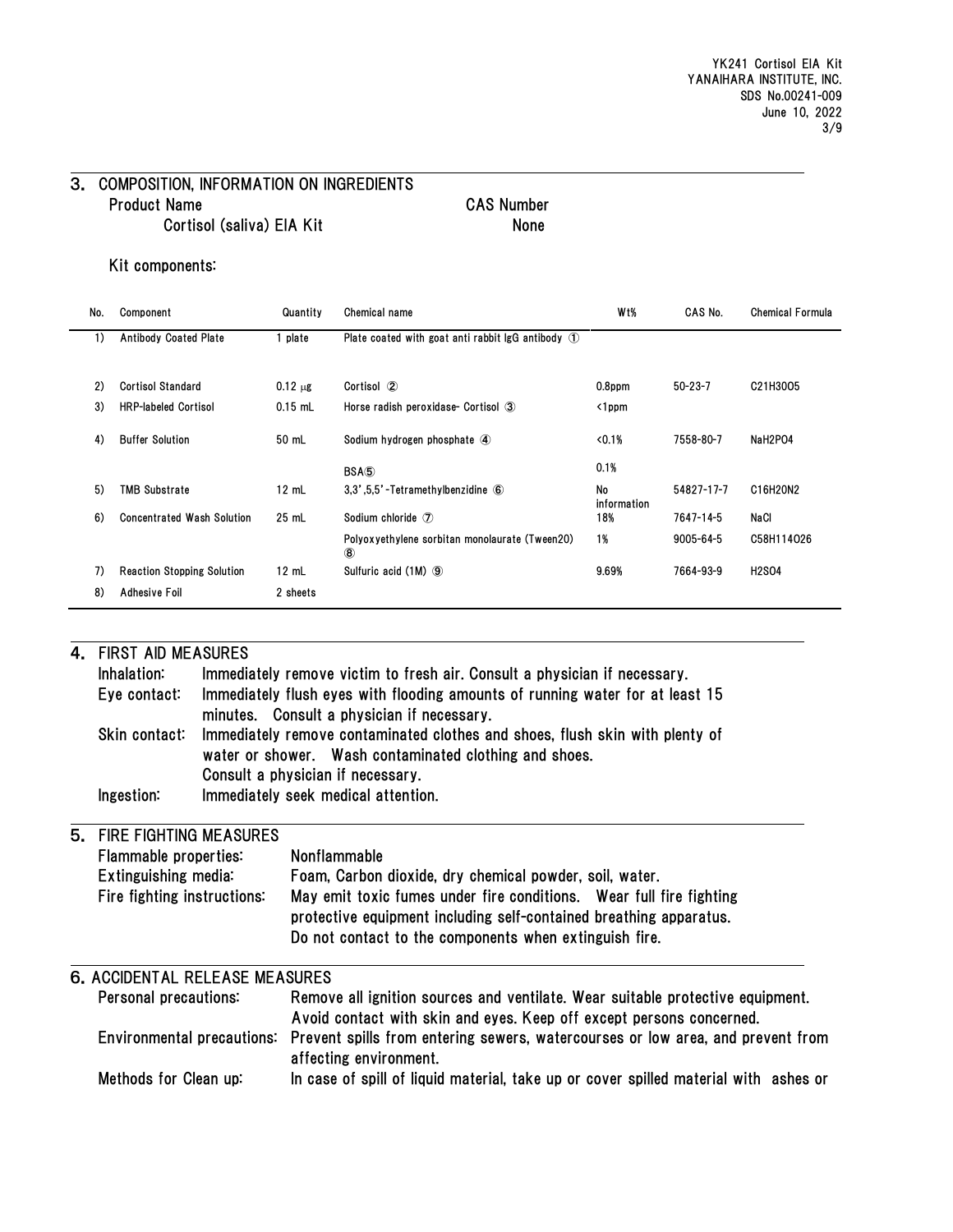## 3. COMPOSITION, INFORMATION ON INGREDIENTS

| Product Name | CAS Number |
|---|---|
| Cortisol (saliva) EIA Kit | None |

Kit components:

| No. | Component | Quantity | Chemical name | Wt% | CAS No. | Chemical Formula |
|---|---|---|---|---|---|---|
| 1) | Antibody Coated Plate | 1 plate | Plate coated with goat anti rabbit IgG antibody ① | | | |
| 2) | Cortisol Standard | 0.12 μg | Cortisol ② | 0.8ppm | 50-23-7 | $C_{21}H_{30}O_5$ |
| 3) | HRP-labeled Cortisol | 0.15 mL | Horse radish peroxidase- Cortisol ③ | <1ppm | | |
| 4) | Buffer Solution | 50 mL | Sodium hydrogen phosphate ④ | <0.1% | 7558-80-7 | $NaH_2PO_4$ |
| | | | BSA⑤ | 0.1% | | |
| 5) | TMB Substrate | 12 mL | 3,3',5,5'-Tetramethylbenzidine ⑥ | No information | 54827-17-7 | $C_{16}H_{20}N_2$ |
| 6) | Concentrated Wash Solution | 25 mL | Sodium chloride ⑦ | 18% | 7647-14-5 | NaCl |
| | | | Polyoxyethylene sorbitan monolaurate (Tween20) ⑧ | 1% | 9005-64-5 | $C_{58}H_{114}O_{26}$ |
| 7) | Reaction Stopping Solution | 12 mL | Sulfuric acid (1M) ⑨ | 9.69% | 7664-93-9 | $H_2SO_4$ |
| 8) | Adhesive Foil | 2 sheets | | | | |

## 4. FIRST AID MEASURES

**Inhalation:** Immediately remove victim to fresh air. Consult a physician if necessary.

**Eye contact:** Immediately flush eyes with flooding amounts of running water for at least 15 minutes. Consult a physician if necessary.

**Skin contact:** Immediately remove contaminated clothes and shoes, flush skin with plenty of water or shower. Wash contaminated clothing and shoes.
Consult a physician if necessary.

**Ingestion:** Immediately seek medical attention.

## 5. FIRE FIGHTING MEASURES

**Flammable properties:** Nonflammable

**Extinguishing media:** Foam, Carbon dioxide, dry chemical powder, soil, water.

**Fire fighting instructions:** May emit toxic fumes under fire conditions. Wear full fire fighting protective equipment including self-contained breathing apparatus.
Do not contact to the components when extinguish fire.

## 6. ACCIDENTAL RELEASE MEASURES

**Personal precautions:** Remove all ignition sources and ventilate. Wear suitable protective equipment. Avoid contact with skin and eyes. Keep off except persons concerned.

**Environmental precautions:** Prevent spills from entering sewers, watercourses or low area, and prevent from affecting environment.

**Methods for Clean up:** In case of spill of liquid material, take up or cover spilled material with ashes or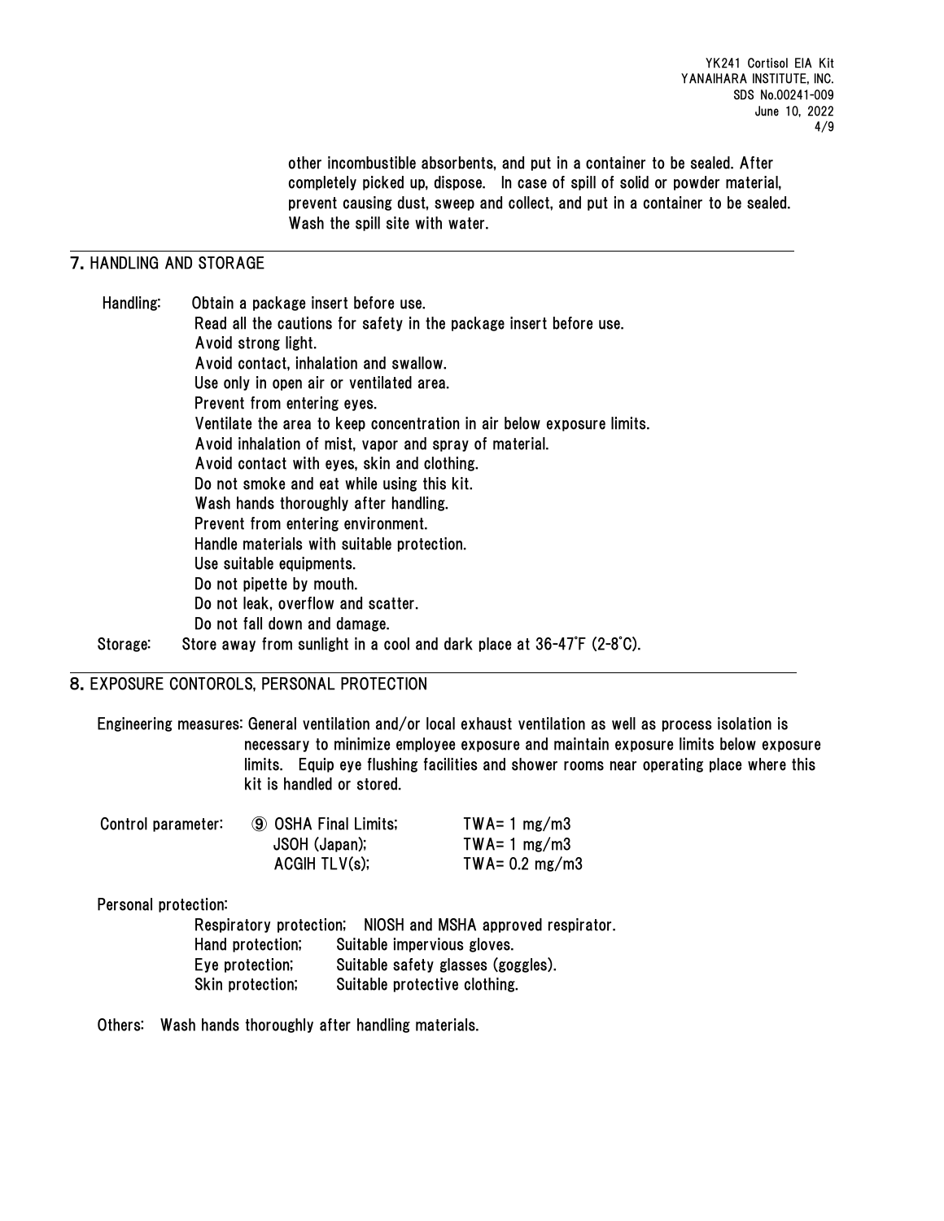other incombustible absorbents, and put in a container to be sealed. After completely picked up, dispose. In case of spill of solid or powder material, prevent causing dust, sweep and collect, and put in a container to be sealed. Wash the spill site with water.

## 7. HANDLING AND STORAGE

Handling: Obtain a package insert before use.
Read all the cautions for safety in the package insert before use.
Avoid strong light.
Avoid contact, inhalation and swallow.
Use only in open air or ventilated area.
Prevent from entering eyes.
Ventilate the area to keep concentration in air below exposure limits.
Avoid inhalation of mist, vapor and spray of material.
Avoid contact with eyes, skin and clothing.
Do not smoke and eat while using this kit.
Wash hands thoroughly after handling.
Prevent from entering environment.
Handle materials with suitable protection.
Use suitable equipments.
Do not pipette by mouth.
Do not leak, overflow and scatter.
Do not fall down and damage.

Storage: Store away from sunlight in a cool and dark place at 36-47°F (2-8°C).

## 8. EXPOSURE CONTOROLS, PERSONAL PROTECTION

Engineering measures: General ventilation and/or local exhaust ventilation as well as process isolation is necessary to minimize employee exposure and maintain exposure limits below exposure limits. Equip eye flushing facilities and shower rooms near operating place where this kit is handled or stored.

| Control parameter: | ⑨ OSHA Final Limits; | TWA= 1 mg/m3 |
|---|---|---|
| | JSOH (Japan); | TWA= 1 mg/m3 |
| | ACGIH TLV(s); | TWA= 0.2 mg/m3 |

Personal protection:

| | |
|---|---|
| Respiratory protection; | NIOSH and MSHA approved respirator. |
| Hand protection; | Suitable impervious gloves. |
| Eye protection; | Suitable safety glasses (goggles). |
| Skin protection; | Suitable protective clothing. |

Others: Wash hands thoroughly after handling materials.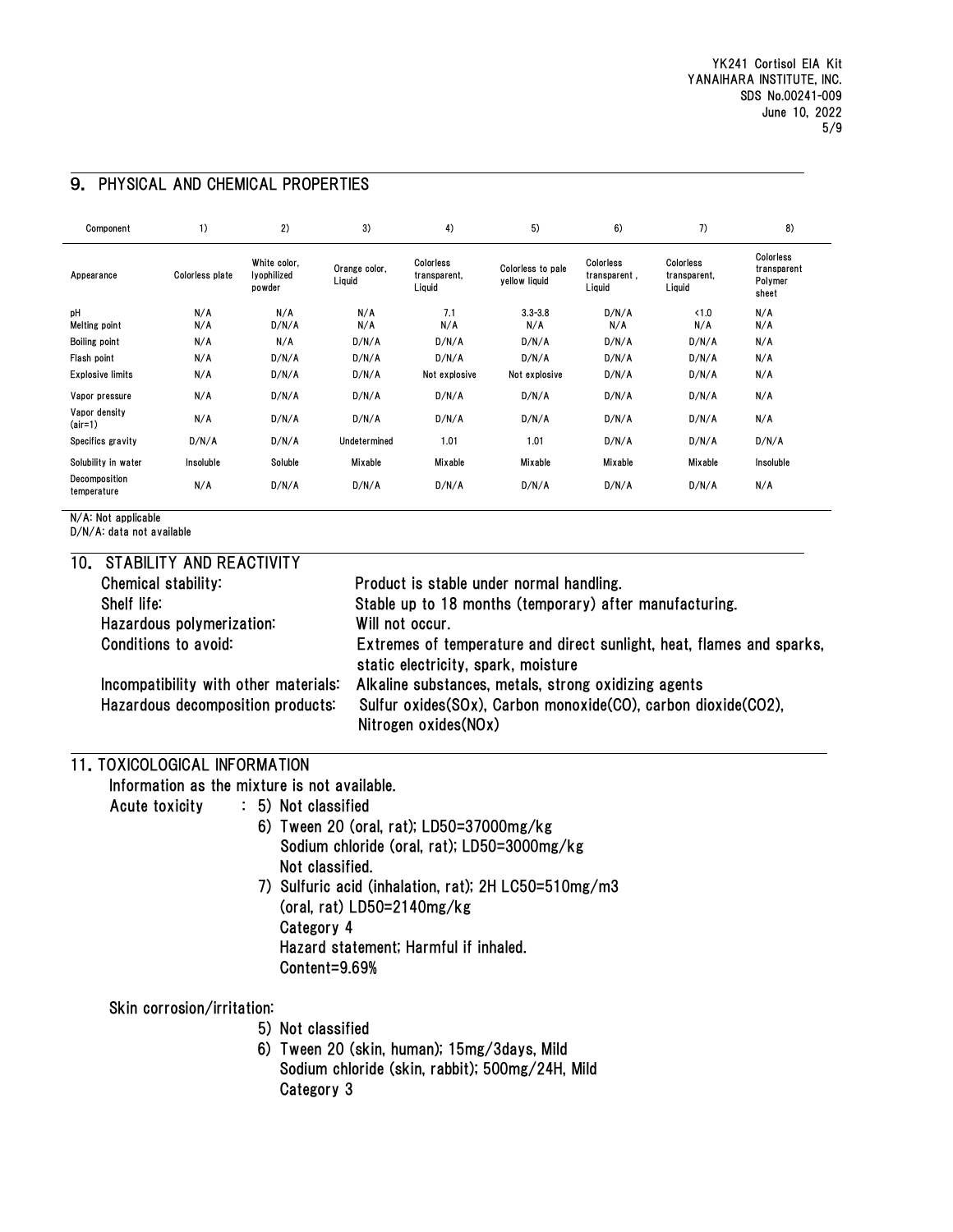## 9. PHYSICAL AND CHEMICAL PROPERTIES

| Component | 1) | 2) | 3) | 4) | 5) | 6) | 7) | 8) |
|---|---|---|---|---|---|---|---|---|
| Appearance | Colorless plate | White color, lyophilized powder | Orange color, Liquid | Colorless transparent, Liquid | Colorless to pale yellow liquid | Colorless transparent , Liquid | Colorless transparent, Liquid | Colorless transparent Polymer sheet |
| pH | N/A | N/A | N/A | 7.1 | 3.3-3.8 | D/N/A | <1.0 | N/A |
| Melting point | N/A | D/N/A | N/A | N/A | N/A | N/A | N/A | N/A |
| Boiling point | N/A | N/A | D/N/A | D/N/A | D/N/A | D/N/A | D/N/A | N/A |
| Flash point | N/A | D/N/A | D/N/A | D/N/A | D/N/A | D/N/A | D/N/A | N/A |
| Explosive limits | N/A | D/N/A | D/N/A | Not explosive | Not explosive | D/N/A | D/N/A | N/A |
| Vapor pressure | N/A | D/N/A | D/N/A | D/N/A | D/N/A | D/N/A | D/N/A | N/A |
| Vapor density (air=1) | N/A | D/N/A | D/N/A | D/N/A | D/N/A | D/N/A | D/N/A | N/A |
| Specifics gravity | D/N/A | D/N/A | Undetermined | 1.01 | 1.01 | D/N/A | D/N/A | D/N/A |
| Solubility in water | Insoluble | Soluble | Mixable | Mixable | Mixable | Mixable | Mixable | Insoluble |
| Decomposition temperature | N/A | D/N/A | D/N/A | D/N/A | D/N/A | D/N/A | D/N/A | N/A |

N/A: Not applicable
D/N/A: data not available

## 10. STABILITY AND REACTIVITY

Chemical stability: Product is stable under normal handling.
Shelf life: Stable up to 18 months (temporary) after manufacturing.
Hazardous polymerization: Will not occur.
Conditions to avoid: Extremes of temperature and direct sunlight, heat, flames and sparks, static electricity, spark, moisture
Incompatibility with other materials: Alkaline substances, metals, strong oxidizing agents
Hazardous decomposition products: Sulfur oxides(SOx), Carbon monoxide(CO), carbon dioxide($CO_2$), Nitrogen oxides(NOx)

## 11. TOXICOLOGICAL INFORMATION

Information as the mixture is not available.

Acute toxicity :
5) Not classified
6) Tween 20 (oral, rat); LD50=37000mg/kg
Sodium chloride (oral, rat); LD50=3000mg/kg
Not classified.
7) Sulfuric acid (inhalation, rat); 2H LC50=510mg/m3
(oral, rat) LD50=2140mg/kg
Category 4
Hazard statement; Harmful if inhaled.
Content=9.69%

Skin corrosion/irritation:
5) Not classified
6) Tween 20 (skin, human); 15mg/3days, Mild
Sodium chloride (skin, rabbit); 500mg/24H, Mild
Category 3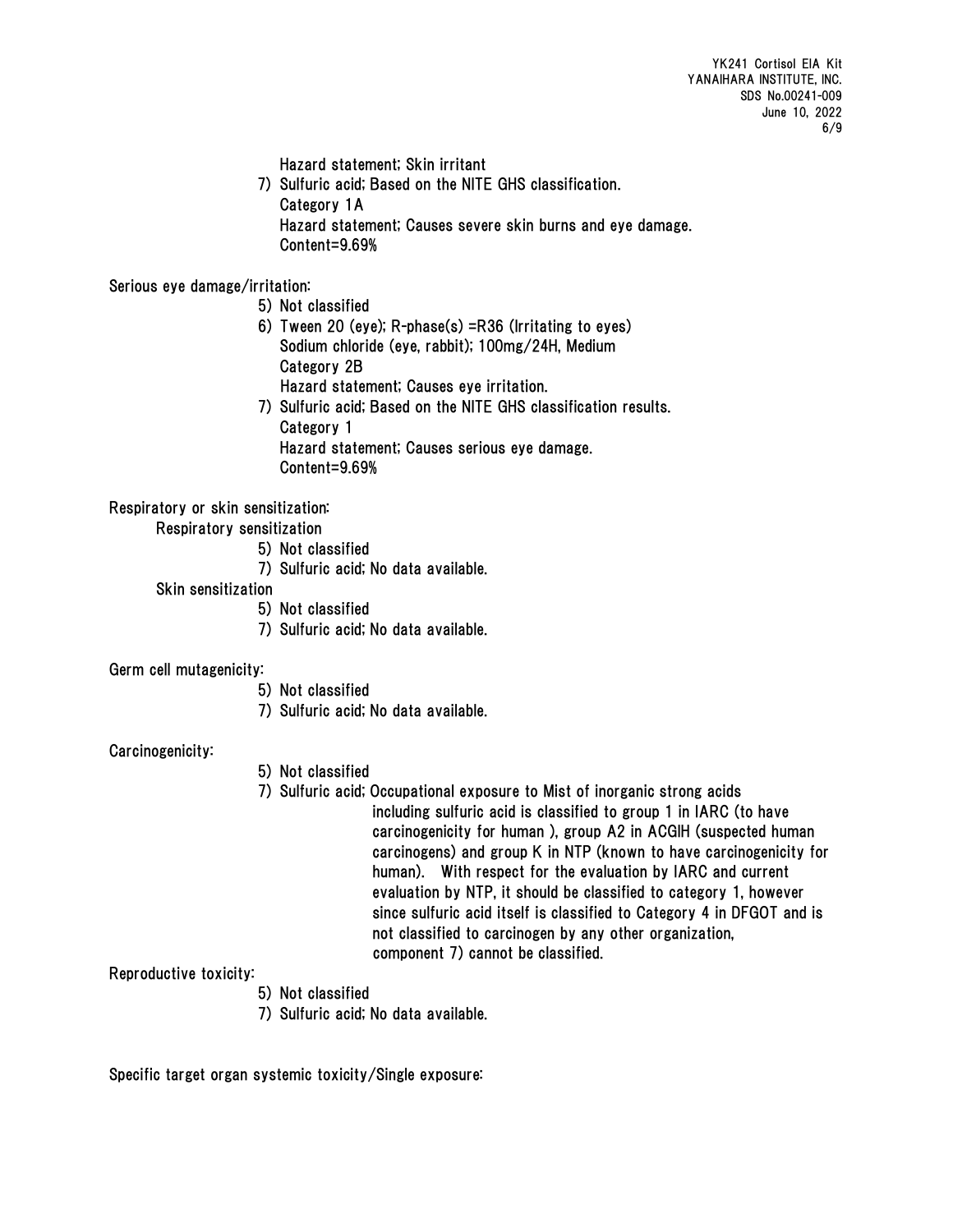Hazard statement; Skin irritant

7) Sulfuric acid; Based on the NITE GHS classification.
   Category 1A
   Hazard statement; Causes severe skin burns and eye damage.
   Content=9.69%

Serious eye damage/irritation:

5) Not classified
6) Tween 20 (eye); R-phase(s) =R36 (Irritating to eyes)
   Sodium chloride (eye, rabbit); 100mg/24H, Medium
   Category 2B
   Hazard statement; Causes eye irritation.
7) Sulfuric acid; Based on the NITE GHS classification results.
   Category 1
   Hazard statement; Causes serious eye damage.
   Content=9.69%

Respiratory or skin sensitization:

Respiratory sensitization

5) Not classified
7) Sulfuric acid; No data available.

Skin sensitization

5) Not classified
7) Sulfuric acid; No data available.

Germ cell mutagenicity:

5) Not classified
7) Sulfuric acid; No data available.

Carcinogenicity:

5) Not classified
7) Sulfuric acid; Occupational exposure to Mist of inorganic strong acids including sulfuric acid is classified to group 1 in IARC (to have carcinogenicity for human ), group A2 in ACGIH (suspected human carcinogens) and group K in NTP (known to have carcinogenicity for human). With respect for the evaluation by IARC and current evaluation by NTP, it should be classified to category 1, however since sulfuric acid itself is classified to Category 4 in DFGOT and is not classified to carcinogen by any other organization, component 7) cannot be classified.

Reproductive toxicity:

5) Not classified
7) Sulfuric acid; No data available.

Specific target organ systemic toxicity/Single exposure: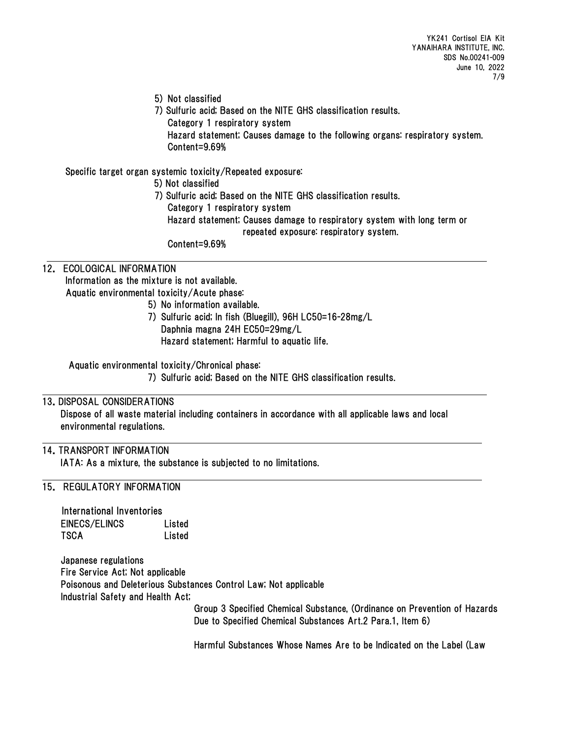5) Not classified

7) Sulfuric acid; Based on the NITE GHS classification results.
Category 1 respiratory system
Hazard statement; Causes damage to the following organs: respiratory system.
Content=9.69%

Specific target organ systemic toxicity/Repeated exposure:

5) Not classified

7) Sulfuric acid; Based on the NITE GHS classification results.
Category 1 respiratory system
Hazard statement; Causes damage to respiratory system with long term or repeated exposure: respiratory system.
Content=9.69%

## 12. ECOLOGICAL INFORMATION

Information as the mixture is not available.

Aquatic environmental toxicity/Acute phase:

5) No information available.

7) Sulfuric acid; In fish (Bluegill), 96H LC50=16-28mg/L
Daphnia magna 24H EC50=29mg/L
Hazard statement; Harmful to aquatic life.

Aquatic environmental toxicity/Chronical phase:

7) Sulfuric acid; Based on the NITE GHS classification results.

## 13. DISPOSAL CONSIDERATIONS

Dispose of all waste material including containers in accordance with all applicable laws and local environmental regulations.

## 14. TRANSPORT INFORMATION

IATA: As a mixture, the substance is subjected to no limitations.

## 15. REGULATORY INFORMATION

International Inventories

| EINECS/ELINCS | Listed |
|---|---|
| TSCA | Listed |

Japanese regulations

Fire Service Act; Not applicable

Poisonous and Deleterious Substances Control Law; Not applicable

Industrial Safety and Health Act;

Group 3 Specified Chemical Substance, (Ordinance on Prevention of Hazards Due to Specified Chemical Substances Art.2 Para.1, Item 6)

Harmful Substances Whose Names Are to be Indicated on the Label (Law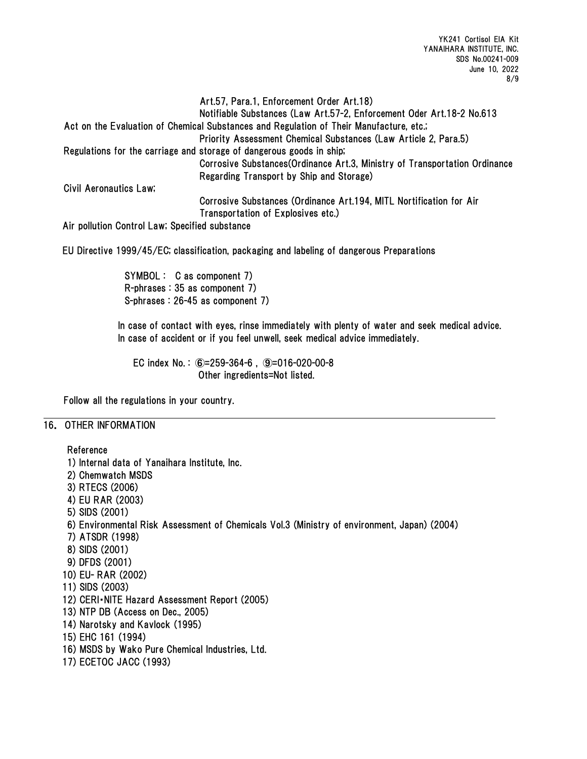Art.57, Para.1, Enforcement Order Art.18)
Notifiable Substances (Law Art.57-2, Enforcement Oder Art.18-2 No.613

Act on the Evaluation of Chemical Substances and Regulation of Their Manufacture, etc.;
Priority Assessment Chemical Substances (Law Article 2, Para.5)

Regulations for the carriage and storage of dangerous goods in ship;
Corrosive Substances(Ordinance Art.3, Ministry of Transportation Ordinance Regarding Transport by Ship and Storage)

Civil Aeronautics Law;
Corrosive Substances (Ordinance Art.194, MITL Nortification for Air Transportation of Explosives etc.)

Air pollution Control Law; Specified substance

EU Directive 1999/45/EC; classification, packaging and labeling of dangerous Preparations

SYMBOL： C as component 7)
R-phrases：35 as component 7)
S-phrases：26-45 as component 7)

In case of contact with eyes, rinse immediately with plenty of water and seek medical advice.
In case of accident or if you feel unwell, seek medical advice immediately.

EC index No.：⑥=259-364-6 , ⑨=016-020-00-8
Other ingredients=Not listed.

Follow all the regulations in your country.

## 16. OTHER INFORMATION

Reference

1) Internal data of Yanaihara Institute, Inc.
2) Chemwatch MSDS
3) RTECS (2006)
4) EU RAR (2003)
5) SIDS (2001)
6) Environmental Risk Assessment of Chemicals Vol.3 (Ministry of environment, Japan) (2004)
7) ATSDR (1998)
8) SIDS (2001)
9) DFDS (2001)
10) EU- RAR (2002)
11) SIDS (2003)
12) CERI・NITE Hazard Assessment Report (2005)
13) NTP DB (Access on Dec., 2005)
14) Narotsky and Kavlock (1995)
15) EHC 161 (1994)
16) MSDS by Wako Pure Chemical Industries, Ltd.
17) ECETOC JACC (1993)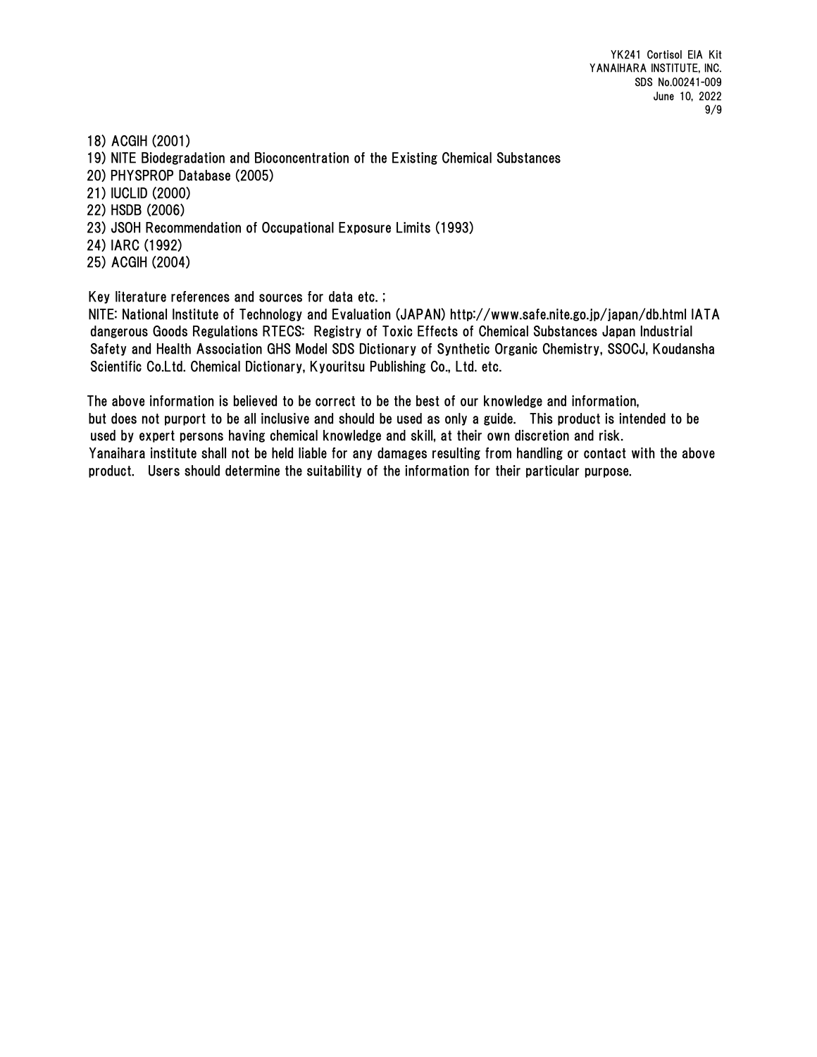18) ACGIH (2001)
19) NITE Biodegradation and Bioconcentration of the Existing Chemical Substances
20) PHYSPROP Database (2005)
21) IUCLID (2000)
22) HSDB (2006)
23) JSOH Recommendation of Occupational Exposure Limits (1993)
24) IARC (1992)
25) ACGIH (2004)

Key literature references and sources for data etc. ;
NITE: National Institute of Technology and Evaluation (JAPAN) http://www.safe.nite.go.jp/japan/db.html IATA dangerous Goods Regulations RTECS: Registry of Toxic Effects of Chemical Substances Japan Industrial Safety and Health Association GHS Model SDS Dictionary of Synthetic Organic Chemistry, SSOCJ, Koudansha Scientific Co.Ltd. Chemical Dictionary, Kyouritsu Publishing Co., Ltd. etc.

The above information is believed to be correct to be the best of our knowledge and information, but does not purport to be all inclusive and should be used as only a guide. This product is intended to be used by expert persons having chemical knowledge and skill, at their own discretion and risk. Yanaihara institute shall not be held liable for any damages resulting from handling or contact with the above product. Users should determine the suitability of the information for their particular purpose.